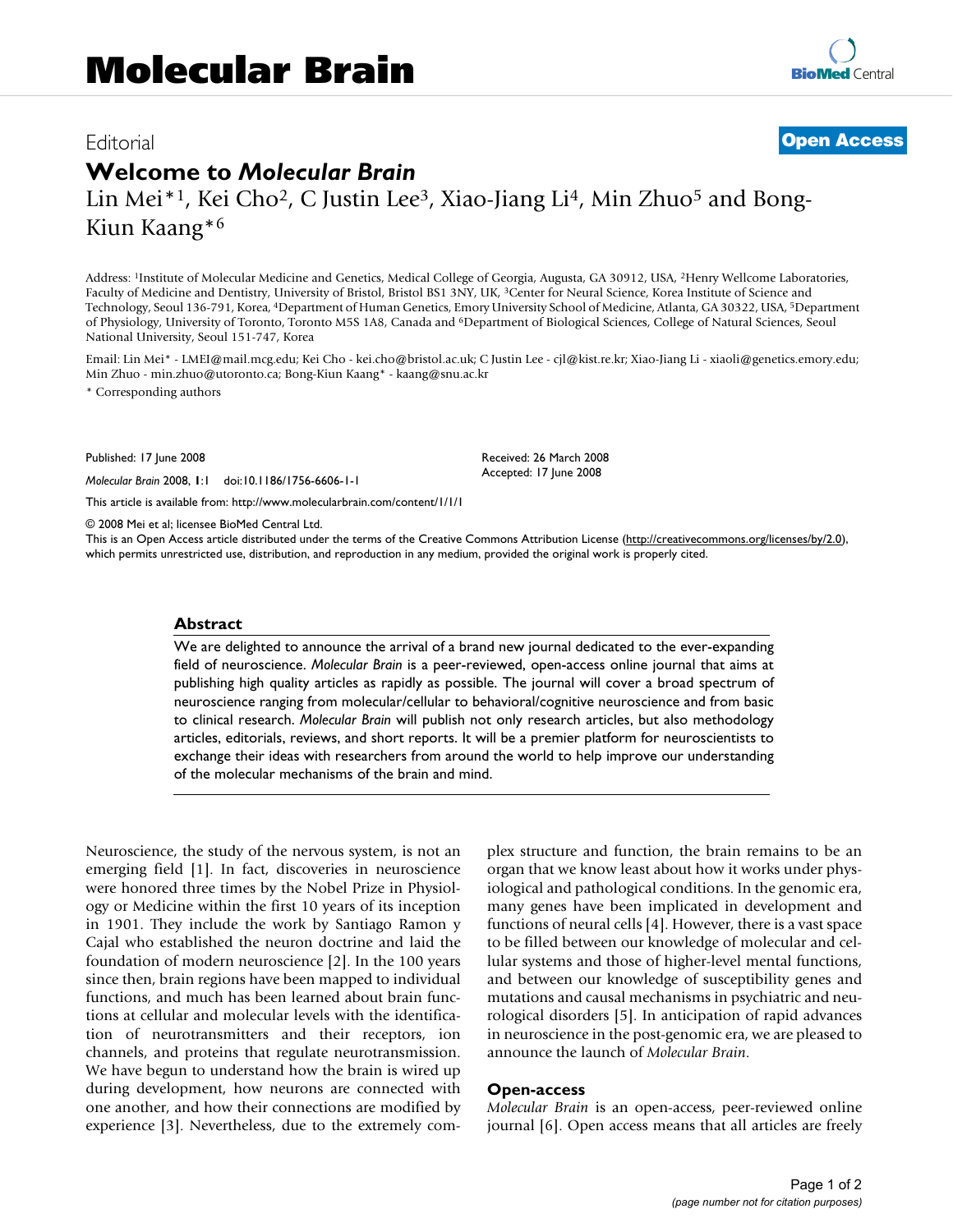# Molecular Brain

Editorial

**Open Access**

## Welcome to *Molecular Brain*

Lin Mei*[1], Kei Cho[2], C Justin Lee[3], Xiao-Jiang Li[4], Min Zhuo[5] and Bong-Kiun Kaang*[6]

Address: [1]Institute of Molecular Medicine and Genetics, Medical College of Georgia, Augusta, GA 30912, USA, [2]Henry Wellcome Laboratories, Faculty of Medicine and Dentistry, University of Bristol, Bristol BS1 3NY, UK, [3]Center for Neural Science, Korea Institute of Science and Technology, Seoul 136-791, Korea, [4]Department of Human Genetics, Emory University School of Medicine, Atlanta, GA 30322, USA, [5]Department of Physiology, University of Toronto, Toronto M5S 1A8, Canada and [6]Department of Biological Sciences, College of Natural Sciences, Seoul National University, Seoul 151-747, Korea

Email: Lin Mei* - LMEI@mail.mcg.edu; Kei Cho - kei.cho@bristol.ac.uk; C Justin Lee - cjl@kist.re.kr; Xiao-Jiang Li - xiaoli@genetics.emory.edu; Min Zhuo - min.zhuo@utoronto.ca; Bong-Kiun Kaang* - kaang@snu.ac.kr

\* Corresponding authors

Published: 17 June 2008

*Molecular Brain* 2008, **1**:1 doi:10.1186/1756-6606-1-1

Received: 26 March 2008
Accepted: 17 June 2008

This article is available from: http://www.molecularbrain.com/content/1/1/1

© 2008 Mei et al; licensee BioMed Central Ltd.
This is an Open Access article distributed under the terms of the Creative Commons Attribution License (http://creativecommons.org/licenses/by/2.0), which permits unrestricted use, distribution, and reproduction in any medium, provided the original work is properly cited.

### Abstract

We are delighted to announce the arrival of a brand new journal dedicated to the ever-expanding field of neuroscience. *Molecular Brain* is a peer-reviewed, open-access online journal that aims at publishing high quality articles as rapidly as possible. The journal will cover a broad spectrum of neuroscience ranging from molecular/cellular to behavioral/cognitive neuroscience and from basic to clinical research. *Molecular Brain* will publish not only research articles, but also methodology articles, editorials, reviews, and short reports. It will be a premier platform for neuroscientists to exchange their ideas with researchers from around the world to help improve our understanding of the molecular mechanisms of the brain and mind.

Neuroscience, the study of the nervous system, is not an emerging field [1]. In fact, discoveries in neuroscience were honored three times by the Nobel Prize in Physiology or Medicine within the first 10 years of its inception in 1901. They include the work by Santiago Ramon y Cajal who established the neuron doctrine and laid the foundation of modern neuroscience [2]. In the 100 years since then, brain regions have been mapped to individual functions, and much has been learned about brain functions at cellular and molecular levels with the identification of neurotransmitters and their receptors, ion channels, and proteins that regulate neurotransmission. We have begun to understand how the brain is wired up during development, how neurons are connected with one another, and how their connections are modified by experience [3]. Nevertheless, due to the extremely complex structure and function, the brain remains to be an organ that we know least about how it works under physiological and pathological conditions. In the genomic era, many genes have been implicated in development and functions of neural cells [4]. However, there is a vast space to be filled between our knowledge of molecular and cellular systems and those of higher-level mental functions, and between our knowledge of susceptibility genes and mutations and causal mechanisms in psychiatric and neurological disorders [5]. In anticipation of rapid advances in neuroscience in the post-genomic era, we are pleased to announce the launch of *Molecular Brain*.

### Open-access

*Molecular Brain* is an open-access, peer-reviewed online journal [6]. Open access means that all articles are freely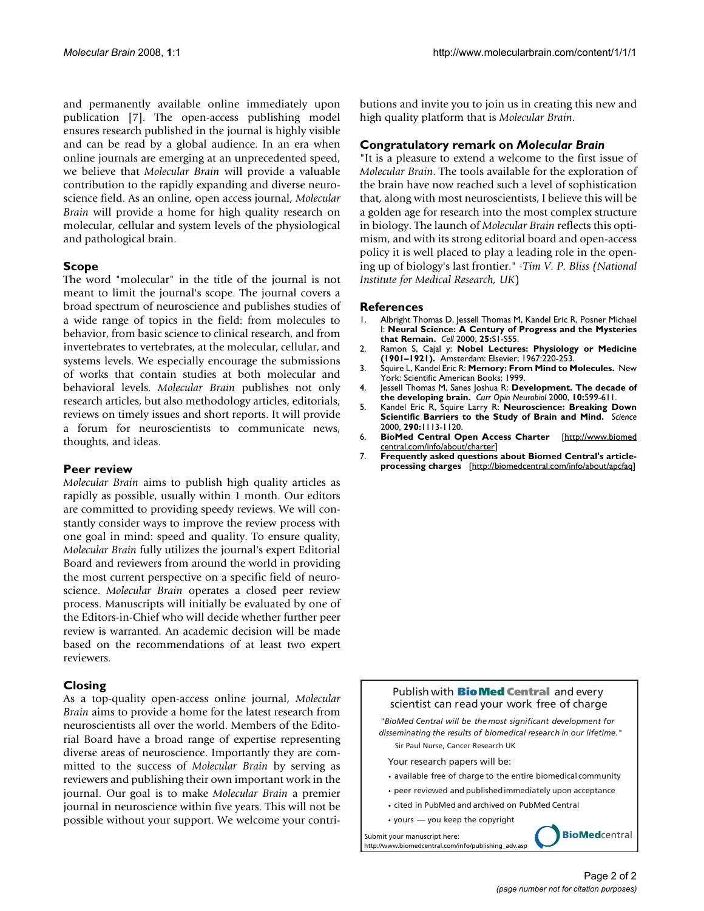and permanently available online immediately upon publication [7]. The open-access publishing model ensures research published in the journal is highly visible and can be read by a global audience. In an era when online journals are emerging at an unprecedented speed, we believe that *Molecular Brain* will provide a valuable contribution to the rapidly expanding and diverse neuroscience field. As an online, open access journal, *Molecular Brain* will provide a home for high quality research on molecular, cellular and system levels of the physiological and pathological brain.

## Scope

The word "molecular" in the title of the journal is not meant to limit the journal's scope. The journal covers a broad spectrum of neuroscience and publishes studies of a wide range of topics in the field: from molecules to behavior, from basic science to clinical research, and from invertebrates to vertebrates, at the molecular, cellular, and systems levels. We especially encourage the submissions of works that contain studies at both molecular and behavioral levels. *Molecular Brain* publishes not only research articles, but also methodology articles, editorials, reviews on timely issues and short reports. It will provide a forum for neuroscientists to communicate news, thoughts, and ideas.

## Peer review

*Molecular Brain* aims to publish high quality articles as rapidly as possible, usually within 1 month. Our editors are committed to providing speedy reviews. We will constantly consider ways to improve the review process with one goal in mind: speed and quality. To ensure quality, *Molecular Brain* fully utilizes the journal's expert Editorial Board and reviewers from around the world in providing the most current perspective on a specific field of neuroscience. *Molecular Brain* operates a closed peer review process. Manuscripts will initially be evaluated by one of the Editors-in-Chief who will decide whether further peer review is warranted. An academic decision will be made based on the recommendations of at least two expert reviewers.

## Closing

As a top-quality open-access online journal, *Molecular Brain* aims to provide a home for the latest research from neuroscientists all over the world. Members of the Editorial Board have a broad range of expertise representing diverse areas of neuroscience. Importantly they are committed to the success of *Molecular Brain* by serving as reviewers and publishing their own important work in the journal. Our goal is to make *Molecular Brain* a premier journal in neuroscience within five years. This will not be possible without your support. We welcome your contributions and invite you to join us in creating this new and high quality platform that is *Molecular Brain*.

## Congratulatory remark on *Molecular Brain*

"It is a pleasure to extend a welcome to the first issue of *Molecular Brain*. The tools available for the exploration of the brain have now reached such a level of sophistication that, along with most neuroscientists, I believe this will be a golden age for research into the most complex structure in biology. The launch of *Molecular Brain* reflects this optimism, and with its strong editorial board and open-access policy it is well placed to play a leading role in the opening up of biology's last frontier." *-Tim V. P. Bliss (National Institute for Medical Research, UK*)

## References

1. Albright Thomas D, Jessell Thomas M, Kandel Eric R, Posner Michael I: **Neural Science: A Century of Progress and the Mysteries that Remain.** *Cell* 2000, **25:**S1-S55.
2. Ramon S, Cajal y: **Nobel Lectures: Physiology or Medicine (1901–1921).** Amsterdam: Elsevier; 1967:220-253.
3. Squire L, Kandel Eric R: **Memory: From Mind to Molecules.** New York: Scientific American Books; 1999.
4. Jessell Thomas M, Sanes Joshua R: **Development. The decade of the developing brain.** *Curr Opin Neurobiol* 2000, **10:**599-611.
5. Kandel Eric R, Squire Larry R: **Neuroscience: Breaking Down Scientific Barriers to the Study of Brain and Mind.** *Science* 2000, **290:**1113-1120.
6. **BioMed Central Open Access Charter** [http://www.biomedcentral.com/info/about/charter]
7. **Frequently asked questions about Biomed Central's article-processing charges** [http://biomedcentral.com/info/about/apcfaq]

Publish with **BioMed Central** and every scientist can read your work free of charge

*"BioMed Central will be the most significant development for disseminating the results of biomedical research in our lifetime."*
Sir Paul Nurse, Cancer Research UK

Your research papers will be:

- available free of charge to the entire biomedical community
- peer reviewed and published immediately upon acceptance
- cited in PubMed and archived on PubMed Central
- yours — you keep the copyright

Submit your manuscript here:
http://www.biomedcentral.com/info/publishing_adv.asp

**BioMed**central